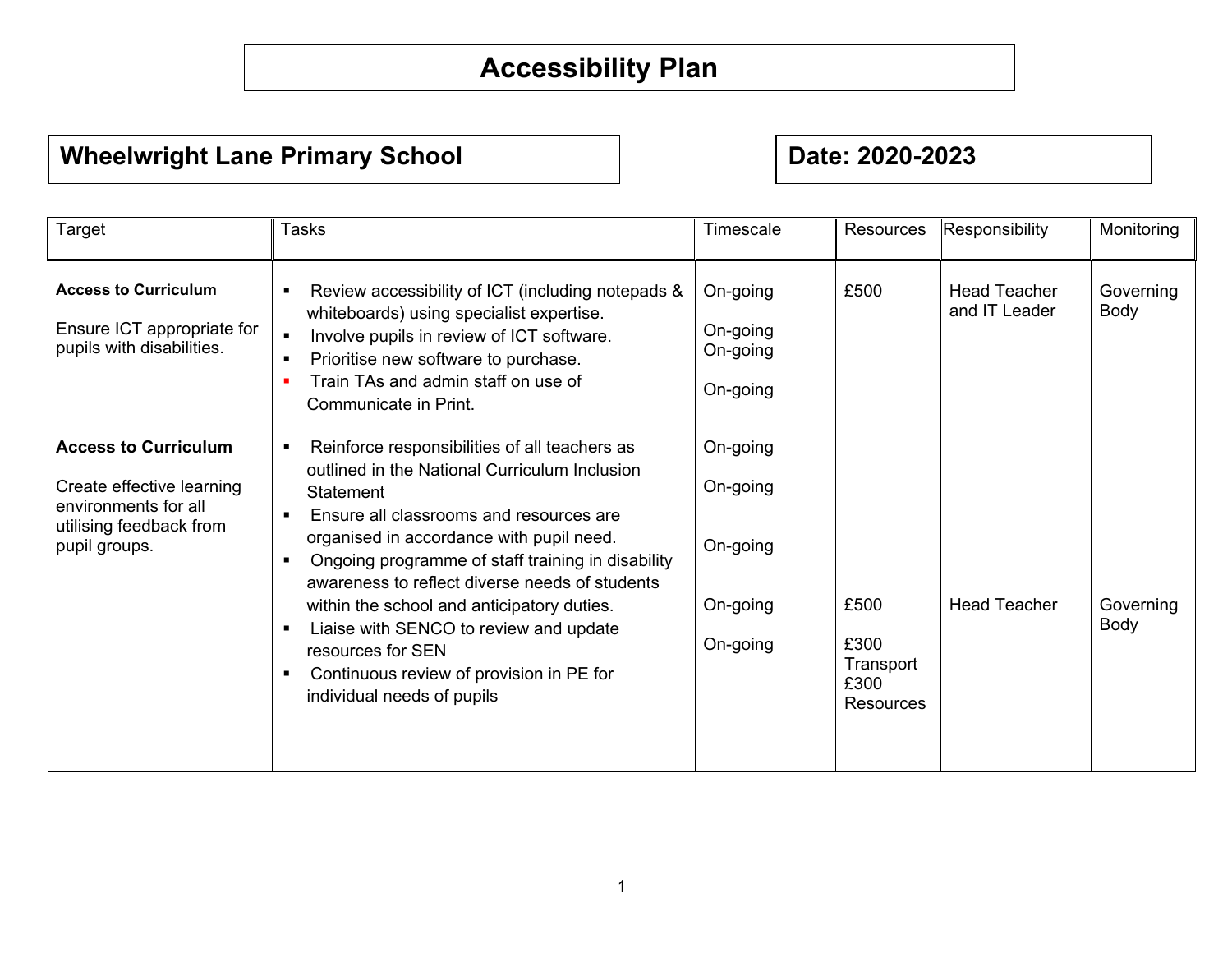# Accessibility Plan

## Wheelwright Lane Primary School

## Date: 2020-2023

| Target | Tasks | Timescale | Resources | Responsibility | Monitoring |
|---|---|---|---|---|---|
| **Access to Curriculum**<br><br>Ensure ICT appropriate for pupils with disabilities. | ▪ Review accessibility of ICT (including notepads & whiteboards) using specialist expertise.<br>▪ Involve pupils in review of ICT software.<br>▪ Prioritise new software to purchase.<br>▪ Train TAs and admin staff on use of Communicate in Print. | On-going<br><br>On-going<br>On-going<br><br>On-going | £500 | Head Teacher and IT Leader | Governing Body |
| **Access to Curriculum**<br><br>Create effective learning environments for all utilising feedback from pupil groups. | ▪ Reinforce responsibilities of all teachers as outlined in the National Curriculum Inclusion Statement<br>▪ Ensure all classrooms and resources are organised in accordance with pupil need.<br>▪ Ongoing programme of staff training in disability awareness to reflect diverse needs of students within the school and anticipatory duties.<br>▪ Liaise with SENCO to review and update resources for SEN<br>▪ Continuous review of provision in PE for individual needs of pupils | On-going<br><br>On-going<br><br>On-going<br><br>On-going<br><br>On-going | £500<br><br>£300 Transport<br>£300 Resources | Head Teacher | Governing Body |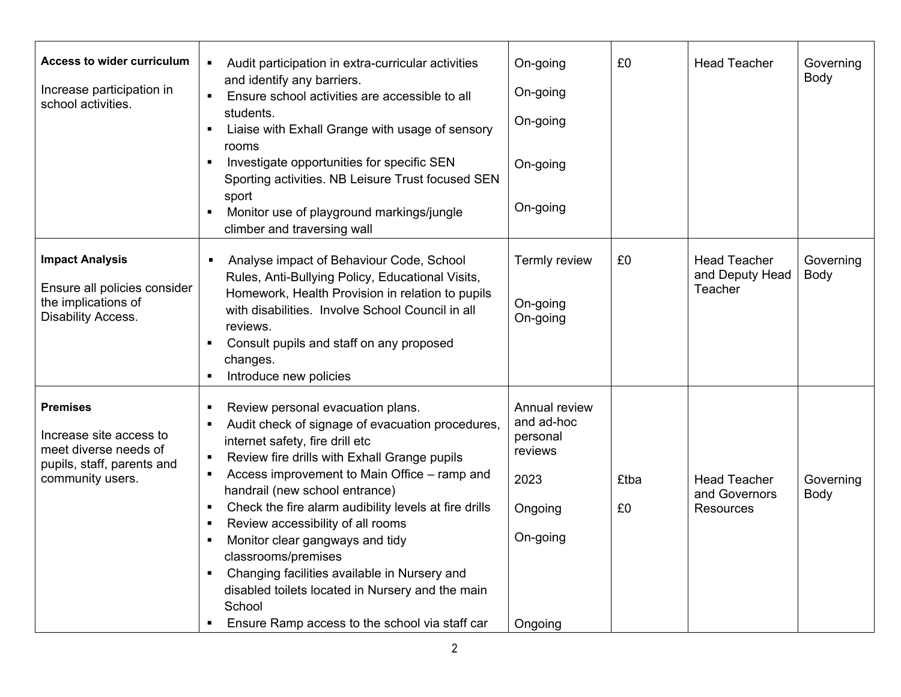| | | | | | |
|---|---|---|---|---|---|
| **Access to wider curriculum**<br><br>Increase participation in school activities. | ▪ Audit participation in extra-curricular activities and identify any barriers.<br>▪ Ensure school activities are accessible to all students.<br>▪ Liaise with Exhall Grange with usage of sensory rooms<br>▪ Investigate opportunities for specific SEN Sporting activities. NB Leisure Trust focused SEN sport<br>▪ Monitor use of playground markings/jungle climber and traversing wall | On-going<br>On-going<br>On-going<br>On-going<br>On-going | £0 | Head Teacher | Governing Body |
| **Impact Analysis**<br><br>Ensure all policies consider the implications of Disability Access. | ▪ Analyse impact of Behaviour Code, School Rules, Anti-Bullying Policy, Educational Visits, Homework, Health Provision in relation to pupils with disabilities. Involve School Council in all reviews.<br>▪ Consult pupils and staff on any proposed changes.<br>▪ Introduce new policies | Termly review<br>On-going<br>On-going | £0 | Head Teacher and Deputy Head Teacher | Governing Body |
| **Premises**<br><br>Increase site access to meet diverse needs of pupils, staff, parents and community users. | ▪ Review personal evacuation plans.<br>▪ Audit check of signage of evacuation procedures, internet safety, fire drill etc<br>▪ Review fire drills with Exhall Grange pupils<br>▪ Access improvement to Main Office – ramp and handrail (new school entrance)<br>▪ Check the fire alarm audibility levels at fire drills<br>▪ Review accessibility of all rooms<br>▪ Monitor clear gangways and tidy classrooms/premises<br>▪ Changing facilities available in Nursery and disabled toilets located in Nursery and the main School<br>▪ Ensure Ramp access to the school via staff car | Annual review and ad-hoc personal reviews<br>2023<br>Ongoing<br>On-going<br>Ongoing | £tba<br>£0 | Head Teacher and Governors Resources | Governing Body |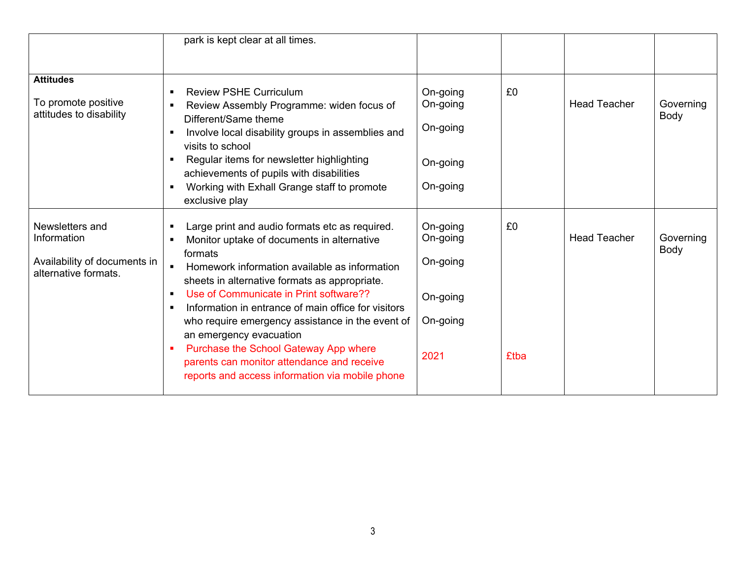| | | | | | |
|---|---|---|---|---|---|
| | park is kept clear at all times. | | | | |
| **Attitudes**<br><br>To promote positive attitudes to disability | ▪ Review PSHE Curriculum<br>▪ Review Assembly Programme: widen focus of Different/Same theme<br>▪ Involve local disability groups in assemblies and visits to school<br>▪ Regular items for newsletter highlighting achievements of pupils with disabilities<br>▪ Working with Exhall Grange staff to promote exclusive play | On-going<br>On-going<br>On-going<br>On-going<br>On-going | £0 | Head Teacher | Governing Body |
| Newsletters and Information<br><br>Availability of documents in alternative formats. | ▪ Large print and audio formats etc as required.<br>▪ Monitor uptake of documents in alternative formats<br>▪ Homework information available as information sheets in alternative formats as appropriate.<br>▪ Use of Communicate in Print software??<br>▪ Information in entrance of main office for visitors who require emergency assistance in the event of an emergency evacuation<br>▪ Purchase the School Gateway App where parents can monitor attendance and receive reports and access information via mobile phone | On-going<br>On-going<br>On-going<br>On-going<br>On-going<br>2021 | £0<br><br><br><br><br>£tba | Head Teacher | Governing Body |